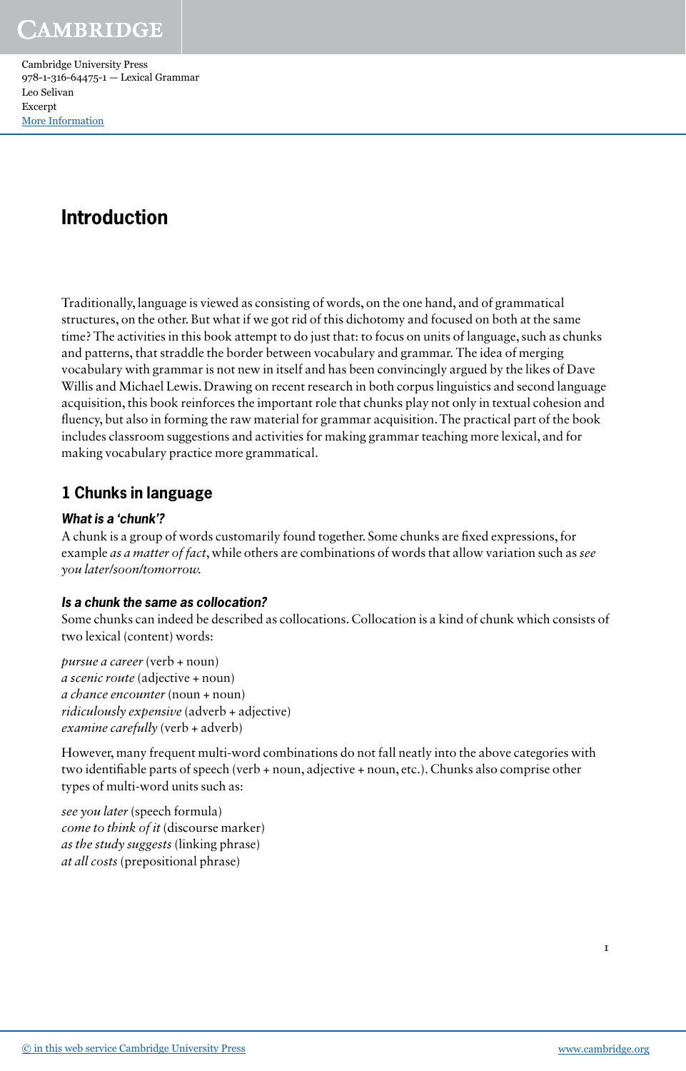Cambridge University Press
978-1-316-64475-1 — Lexical Grammar
Leo Selivan
Excerpt
More Information

# Introduction

Traditionally, language is viewed as consisting of words, on the one hand, and of grammatical structures, on the other. But what if we got rid of this dichotomy and focused on both at the same time? The activities in this book attempt to do just that: to focus on units of language, such as chunks and patterns, that straddle the border between vocabulary and grammar. The idea of merging vocabulary with grammar is not new in itself and has been convincingly argued by the likes of Dave Willis and Michael Lewis. Drawing on recent research in both corpus linguistics and second language acquisition, this book reinforces the important role that chunks play not only in textual cohesion and fluency, but also in forming the raw material for grammar acquisition. The practical part of the book includes classroom suggestions and activities for making grammar teaching more lexical, and for making vocabulary practice more grammatical.

## 1 Chunks in language

### *What is a 'chunk'?*

A chunk is a group of words customarily found together. Some chunks are fixed expressions, for example *as a matter of fact*, while others are combinations of words that allow variation such as *see you later/soon/tomorrow.*

### *Is a chunk the same as collocation?*

Some chunks can indeed be described as collocations. Collocation is a kind of chunk which consists of two lexical (content) words:

*pursue a career* (verb + noun)
*a scenic route* (adjective + noun)
*a chance encounter* (noun + noun)
*ridiculously expensive* (adverb + adjective)
*examine carefully* (verb + adverb)

However, many frequent multi-word combinations do not fall neatly into the above categories with two identifiable parts of speech (verb + noun, adjective + noun, etc.). Chunks also comprise other types of multi-word units such as:

*see you later* (speech formula)
*come to think of it* (discourse marker)
*as the study suggests* (linking phrase)
*at all costs* (prepositional phrase)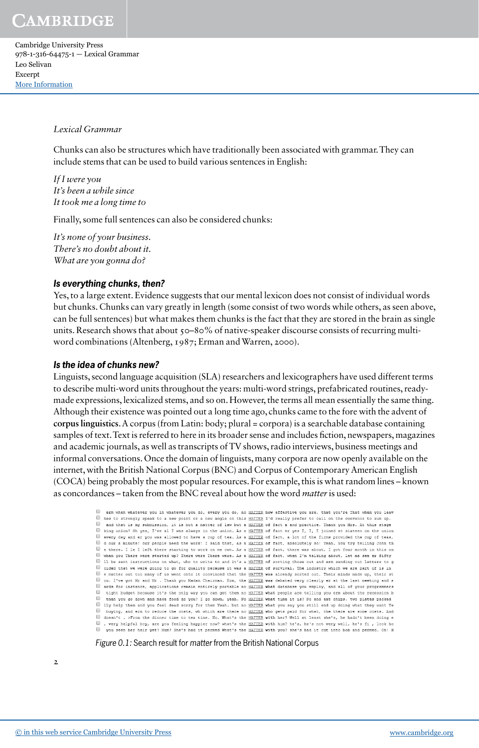Chunks can also be structures which have traditionally been associated with grammar. They can include stems that can be used to build various sentences in English:

*If I were you*
*It's been a while since*
*It took me a long time to*

Finally, some full sentences can also be considered chunks:

*It's none of your business.*
*There's no doubt about it.*
*What are you gonna do?*

### *Is everything chunks, then?*

Yes, to a large extent. Evidence suggests that our mental lexicon does not consist of individual words but chunks. Chunks can vary greatly in length (some consist of two words while others, as seen above, can be full sentences) but what makes them chunks is the fact that they are stored in the brain as single units. Research shows that about 50–80% of native-speaker discourse consists of recurring multi-word combinations (Altenberg, 1987; Erman and Warren, 2000).

### *Is the idea of chunks new?*

Linguists, second language acquisition (SLA) researchers and lexicographers have used different terms to describe multi-word units throughout the years: multi-word strings, prefabricated routines, ready-made expressions, lexicalized stems, and so on. However, the terms all mean essentially the same thing. Although their existence was pointed out a long time ago, chunks came to the fore with the advent of **corpus linguistics**. A corpus (from Latin: body; plural = corpora) is a searchable database containing samples of text. Text is referred to here in its broader sense and includes fiction, newspapers, magazines and academic journals, as well as transcripts of TV shows, radio interviews, business meetings and informal conversations. Once the domain of linguists, many corpora are now openly available on the internet, with the British National Corpus (BNC) and Corpus of Contemporary American English (COCA) being probably the most popular resources. For example, this is what random lines – known as concordances – taken from the BNC reveal about how the word *matter* is used:

```
 erm when whatever you in whatever you do, every you do, no MATTER how effective you are, that you're That when you leav
has to strongly speak to a new point or a new angle on this MATTER I'd really prefer to call on the convenor to sum up.
 and that is my submission, it is not a matter of law but a MATTER of fact and practice. Thank you Mrs. At this stage
king union? Oh yes, I've al I was always in the union. As a MATTER of fact er yes I, I, I joined at sixteen on the union
every day and er you was allowed to have a cup of tea. As a MATTER of fact, a lot of the firms provided the cup of teas,
d our a minute! Our people need the work! I said that, as a MATTER of fact, absolutely so! Yeah. You try telling John th
e there. I le I left there starting to work on me own. As a MATTER of fact, there was about, I got four month in this on
when you There were started up? There were There were. As a MATTER of fact, when I'm talking about, let me see er fifty
ll be sent instructions on what, who to write to and it's a MATTER of sorting those out and erm sending out letters to g
cided that we were going to go for quality because it was a MATTER of survival. The industry which we are part of is in
e matter out too many of us went onto it convinced that the MATTER was already sorted out. Their minds made up, their st
ou. I've got Mr and Mr . Thank you Madam Chairman. Erm, the MATTER was debated very clearly er at the last meeting and s
arda for instance, applications remain entirely portable no MATTER what database you employ, and all of your programmers
 tight budget because it's the only way you can get them no MATTER what people are telling you erm about the recession b
 then you go down and make food do you? I go down, yeah. No MATTER what time it is? So and eat chips. two plates packed
lly help them and you feel dead sorry for them Yeah. but no MATTER what you say you still end up doing what they want Ye
 buying, and erm to reduce the costs, wh which are there no MATTER who gets paid for what, the there are some costs. And
doesn't . >From the dinner time to tea time. No. What's the MATTER with her? Well at least she's, he hadn't been doing e
, very helpful boy, are you feeling happier now? what's the MATTER with him? he's, he's not very well, he's fi , look ho
 you seen her hair yet? Mum? She's had it permed What's the MATTER with you? she's had it cut into bob and permed. Oh! H
```

*Figure 0.1*: Search result for *matter* from the British National Corpus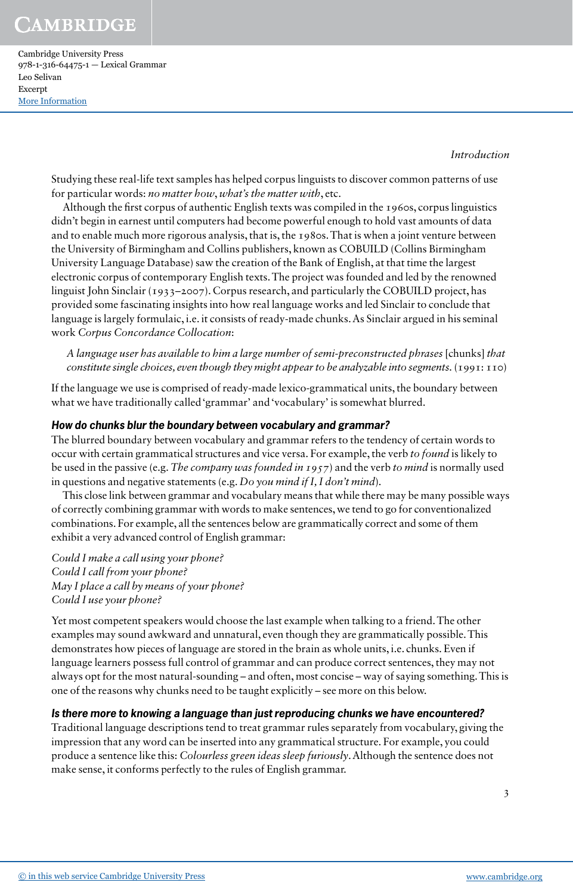Studying these real-life text samples has helped corpus linguists to discover common patterns of use for particular words: *no matter how*, *what's the matter with*, etc.

Although the first corpus of authentic English texts was compiled in the 1960s, corpus linguistics didn't begin in earnest until computers had become powerful enough to hold vast amounts of data and to enable much more rigorous analysis, that is, the 1980s. That is when a joint venture between the University of Birmingham and Collins publishers, known as COBUILD (Collins Birmingham University Language Database) saw the creation of the Bank of English, at that time the largest electronic corpus of contemporary English texts. The project was founded and led by the renowned linguist John Sinclair (1933–2007). Corpus research, and particularly the COBUILD project, has provided some fascinating insights into how real language works and led Sinclair to conclude that language is largely formulaic, i.e. it consists of ready-made chunks. As Sinclair argued in his seminal work *Corpus Concordance Collocation*:

> *A language user has available to him a large number of semi-preconstructed phrases* [chunks] *that constitute single choices, even though they might appear to be analyzable into segments.* (1991: 110)

If the language we use is comprised of ready-made lexico-grammatical units, the boundary between what we have traditionally called 'grammar' and 'vocabulary' is somewhat blurred.

### How do chunks blur the boundary between vocabulary and grammar?

The blurred boundary between vocabulary and grammar refers to the tendency of certain words to occur with certain grammatical structures and vice versa. For example, the verb *to found* is likely to be used in the passive (e.g. *The company was founded in 1957*) and the verb *to mind* is normally used in questions and negative statements (e.g. *Do you mind if I, I don't mind*).

This close link between grammar and vocabulary means that while there may be many possible ways of correctly combining grammar with words to make sentences, we tend to go for conventionalized combinations. For example, all the sentences below are grammatically correct and some of them exhibit a very advanced control of English grammar:

*Could I make a call using your phone?*
*Could I call from your phone?*
*May I place a call by means of your phone?*
*Could I use your phone?*

Yet most competent speakers would choose the last example when talking to a friend. The other examples may sound awkward and unnatural, even though they are grammatically possible. This demonstrates how pieces of language are stored in the brain as whole units, i.e. chunks. Even if language learners possess full control of grammar and can produce correct sentences, they may not always opt for the most natural-sounding – and often, most concise – way of saying something. This is one of the reasons why chunks need to be taught explicitly – see more on this below.

### Is there more to knowing a language than just reproducing chunks we have encountered?

Traditional language descriptions tend to treat grammar rules separately from vocabulary, giving the impression that any word can be inserted into any grammatical structure. For example, you could produce a sentence like this: *Colourless green ideas sleep furiously*. Although the sentence does not make sense, it conforms perfectly to the rules of English grammar.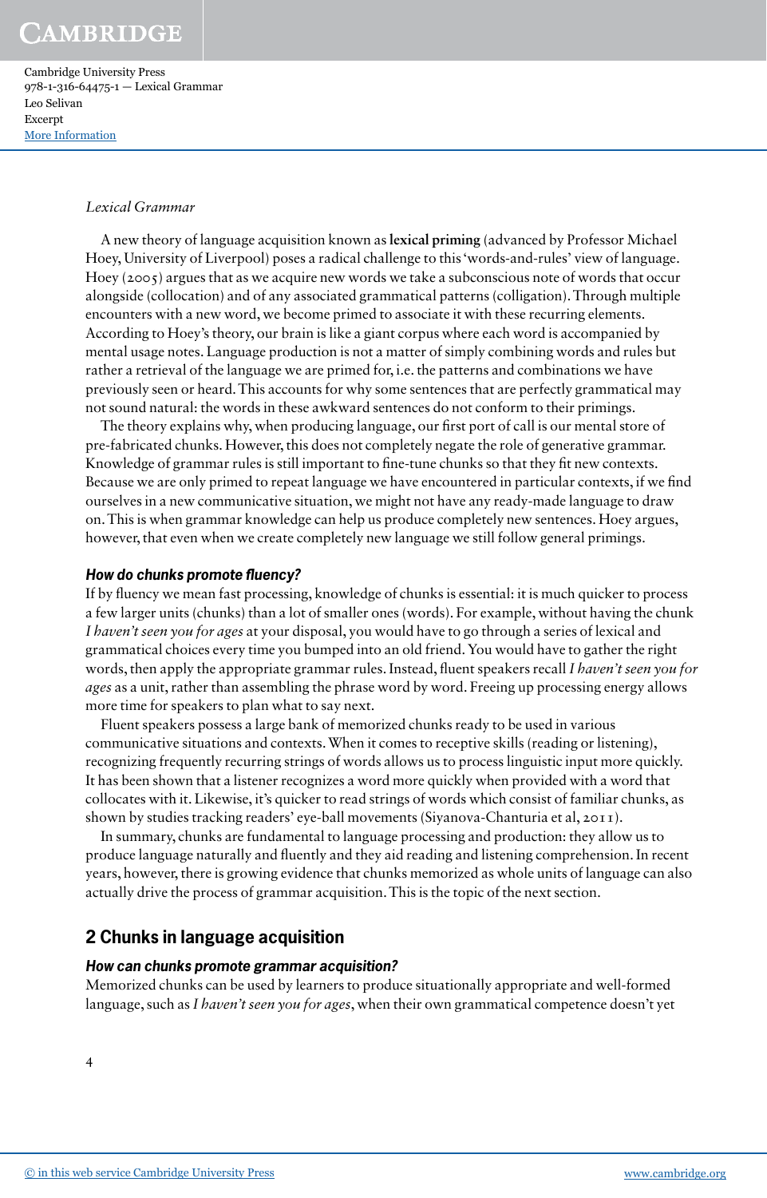A new theory of language acquisition known as **lexical priming** (advanced by Professor Michael Hoey, University of Liverpool) poses a radical challenge to this 'words-and-rules' view of language. Hoey (2005) argues that as we acquire new words we take a subconscious note of words that occur alongside (collocation) and of any associated grammatical patterns (colligation). Through multiple encounters with a new word, we become primed to associate it with these recurring elements. According to Hoey's theory, our brain is like a giant corpus where each word is accompanied by mental usage notes. Language production is not a matter of simply combining words and rules but rather a retrieval of the language we are primed for, i.e. the patterns and combinations we have previously seen or heard. This accounts for why some sentences that are perfectly grammatical may not sound natural: the words in these awkward sentences do not conform to their primings.

The theory explains why, when producing language, our first port of call is our mental store of pre-fabricated chunks. However, this does not completely negate the role of generative grammar. Knowledge of grammar rules is still important to fine-tune chunks so that they fit new contexts. Because we are only primed to repeat language we have encountered in particular contexts, if we find ourselves in a new communicative situation, we might not have any ready-made language to draw on. This is when grammar knowledge can help us produce completely new sentences. Hoey argues, however, that even when we create completely new language we still follow general primings.

### How do chunks promote fluency?

If by fluency we mean fast processing, knowledge of chunks is essential: it is much quicker to process a few larger units (chunks) than a lot of smaller ones (words). For example, without having the chunk *I haven't seen you for ages* at your disposal, you would have to go through a series of lexical and grammatical choices every time you bumped into an old friend. You would have to gather the right words, then apply the appropriate grammar rules. Instead, fluent speakers recall *I haven't seen you for ages* as a unit, rather than assembling the phrase word by word. Freeing up processing energy allows more time for speakers to plan what to say next.

Fluent speakers possess a large bank of memorized chunks ready to be used in various communicative situations and contexts. When it comes to receptive skills (reading or listening), recognizing frequently recurring strings of words allows us to process linguistic input more quickly. It has been shown that a listener recognizes a word more quickly when provided with a word that collocates with it. Likewise, it's quicker to read strings of words which consist of familiar chunks, as shown by studies tracking readers' eye-ball movements (Siyanova-Chanturia et al, 2011).

In summary, chunks are fundamental to language processing and production: they allow us to produce language naturally and fluently and they aid reading and listening comprehension. In recent years, however, there is growing evidence that chunks memorized as whole units of language can also actually drive the process of grammar acquisition. This is the topic of the next section.

## 2 Chunks in language acquisition

### How can chunks promote grammar acquisition?

Memorized chunks can be used by learners to produce situationally appropriate and well-formed language, such as *I haven't seen you for ages*, when their own grammatical competence doesn't yet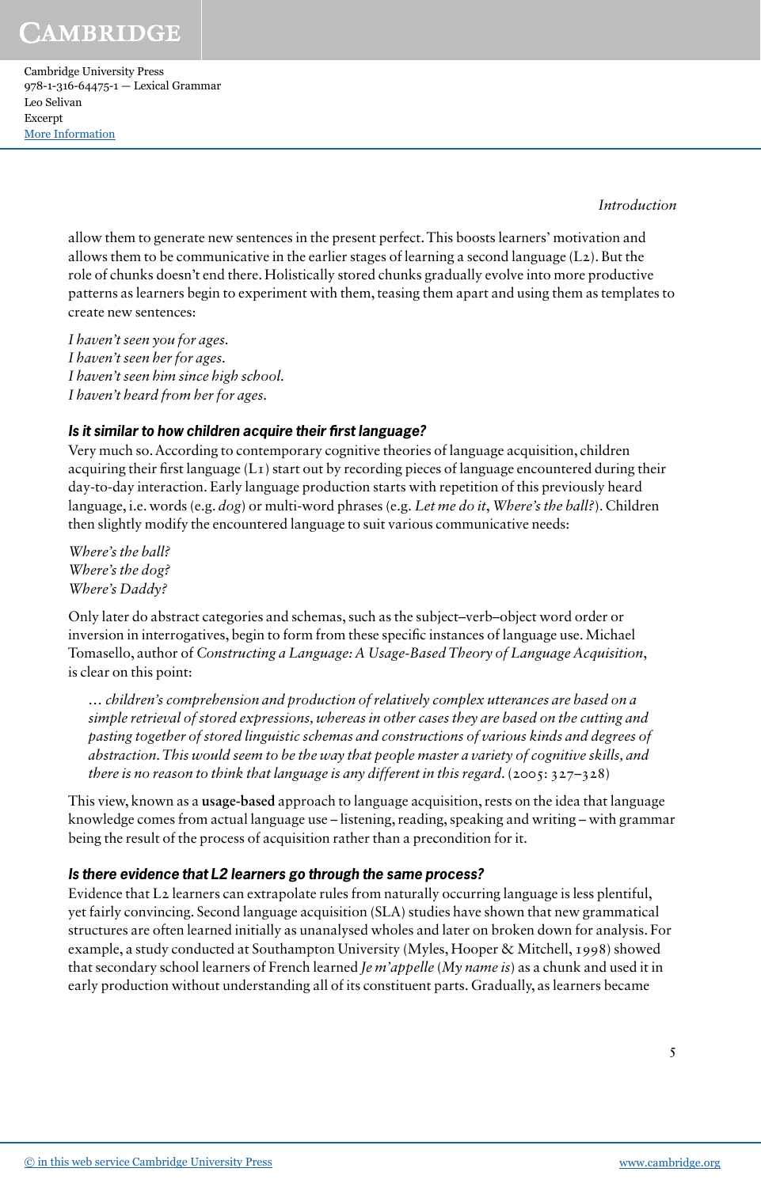allow them to generate new sentences in the present perfect. This boosts learners' motivation and allows them to be communicative in the earlier stages of learning a second language (L2). But the role of chunks doesn't end there. Holistically stored chunks gradually evolve into more productive patterns as learners begin to experiment with them, teasing them apart and using them as templates to create new sentences:

*I haven't seen you for ages.*  
*I haven't seen her for ages.*  
*I haven't seen him since high school.*  
*I haven't heard from her for ages.*

### *Is it similar to how children acquire their first language?*

Very much so. According to contemporary cognitive theories of language acquisition, children acquiring their first language (L1) start out by recording pieces of language encountered during their day-to-day interaction. Early language production starts with repetition of this previously heard language, i.e. words (e.g. *dog*) or multi-word phrases (e.g. *Let me do it*, *Where's the ball?*). Children then slightly modify the encountered language to suit various communicative needs:

*Where's the ball?*  
*Where's the dog?*  
*Where's Daddy?*

Only later do abstract categories and schemas, such as the subject–verb–object word order or inversion in interrogatives, begin to form from these specific instances of language use. Michael Tomasello, author of *Constructing a Language: A Usage-Based Theory of Language Acquisition*, is clear on this point:

> *… children's comprehension and production of relatively complex utterances are based on a simple retrieval of stored expressions, whereas in other cases they are based on the cutting and pasting together of stored linguistic schemas and constructions of various kinds and degrees of abstraction. This would seem to be the way that people master a variety of cognitive skills, and there is no reason to think that language is any different in this regard.* (2005: 327–328)

This view, known as a **usage-based** approach to language acquisition, rests on the idea that language knowledge comes from actual language use – listening, reading, speaking and writing – with grammar being the result of the process of acquisition rather than a precondition for it.

### *Is there evidence that L2 learners go through the same process?*

Evidence that L2 learners can extrapolate rules from naturally occurring language is less plentiful, yet fairly convincing. Second language acquisition (SLA) studies have shown that new grammatical structures are often learned initially as unanalysed wholes and later on broken down for analysis. For example, a study conducted at Southampton University (Myles, Hooper & Mitchell, 1998) showed that secondary school learners of French learned *Je m'appelle* (*My name is*) as a chunk and used it in early production without understanding all of its constituent parts. Gradually, as learners became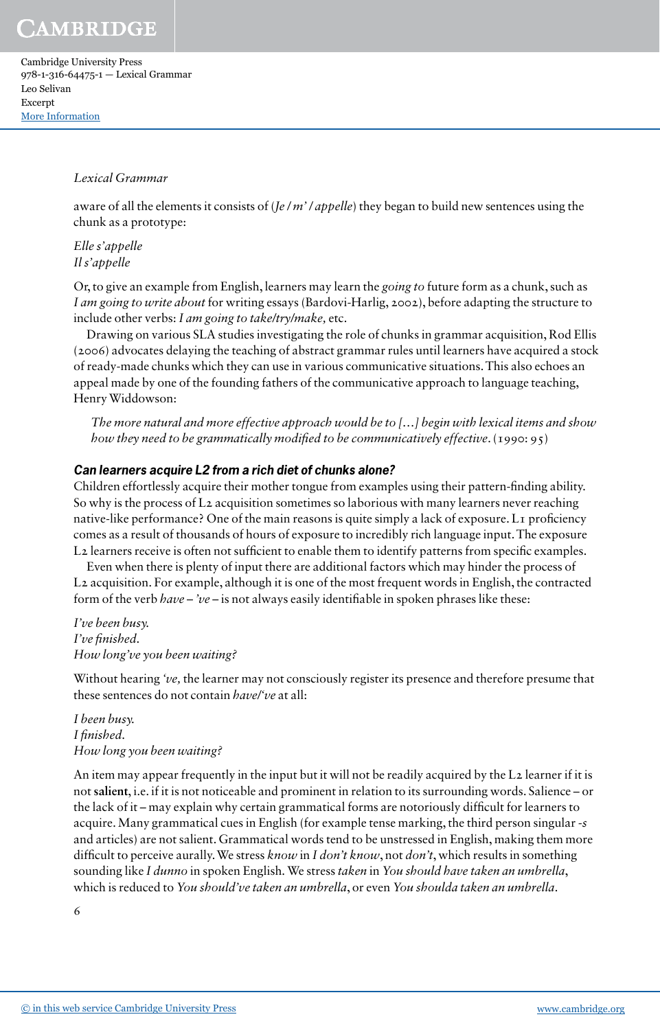aware of all the elements it consists of (*Je / m' / appelle*) they began to build new sentences using the chunk as a prototype:

*Elle s'appelle*
*Il s'appelle*

Or, to give an example from English, learners may learn the *going to* future form as a chunk, such as *I am going to write about* for writing essays (Bardovi-Harlig, 2002), before adapting the structure to include other verbs: *I am going to take/try/make,* etc.

Drawing on various SLA studies investigating the role of chunks in grammar acquisition, Rod Ellis (2006) advocates delaying the teaching of abstract grammar rules until learners have acquired a stock of ready-made chunks which they can use in various communicative situations. This also echoes an appeal made by one of the founding fathers of the communicative approach to language teaching, Henry Widdowson:

> *The more natural and more effective approach would be to [...] begin with lexical items and show how they need to be grammatically modified to be communicatively effective*. (1990: 95)

### Can learners acquire L2 from a rich diet of chunks alone?

Children effortlessly acquire their mother tongue from examples using their pattern-finding ability. So why is the process of L2 acquisition sometimes so laborious with many learners never reaching native-like performance? One of the main reasons is quite simply a lack of exposure. L1 proficiency comes as a result of thousands of hours of exposure to incredibly rich language input. The exposure L2 learners receive is often not sufficient to enable them to identify patterns from specific examples.

Even when there is plenty of input there are additional factors which may hinder the process of L2 acquisition. For example, although it is one of the most frequent words in English, the contracted form of the verb *have* – *'ve* – is not always easily identifiable in spoken phrases like these:

*I've been busy.*
*I've finished.*
*How long've you been waiting?*

Without hearing *'ve,* the learner may not consciously register its presence and therefore presume that these sentences do not contain *have/'ve* at all:

*I been busy.*
*I finished.*
*How long you been waiting?*

An item may appear frequently in the input but it will not be readily acquired by the L2 learner if it is not **salient**, i.e. if it is not noticeable and prominent in relation to its surrounding words. Salience – or the lack of it – may explain why certain grammatical forms are notoriously difficult for learners to acquire. Many grammatical cues in English (for example tense marking, the third person singular *-s* and articles) are not salient. Grammatical words tend to be unstressed in English, making them more difficult to perceive aurally. We stress *know* in *I don't know*, not *don't*, which results in something sounding like *I dunno* in spoken English. We stress *taken* in *You should have taken an umbrella*, which is reduced to *You should've taken an umbrella*, or even *You shoulda taken an umbrella*.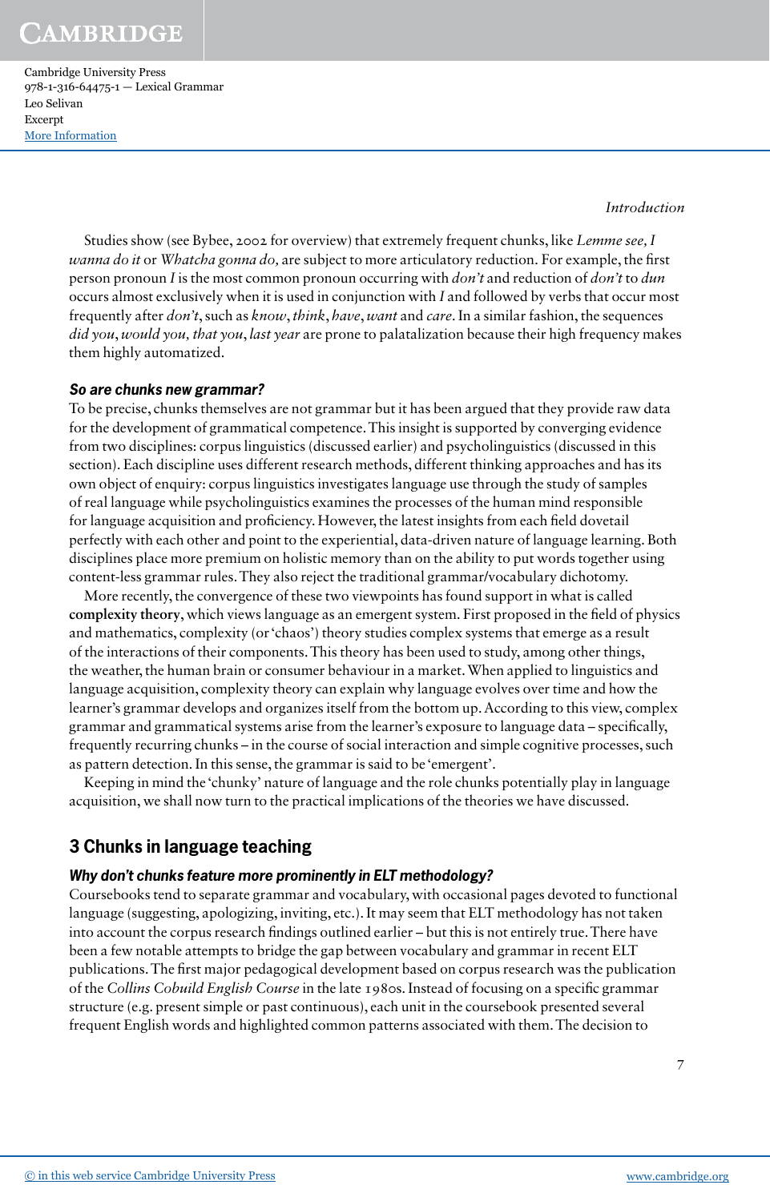Studies show (see Bybee, 2002 for overview) that extremely frequent chunks, like *Lemme see, I wanna do it* or *Whatcha gonna do,* are subject to more articulatory reduction. For example, the first person pronoun *I* is the most common pronoun occurring with *don't* and reduction of *don't* to *dun* occurs almost exclusively when it is used in conjunction with *I* and followed by verbs that occur most frequently after *don't*, such as *know*, *think*, *have*, *want* and *care*. In a similar fashion, the sequences *did you*, *would you, that you*, *last year* are prone to palatalization because their high frequency makes them highly automatized.

### *So are chunks new grammar?*

To be precise, chunks themselves are not grammar but it has been argued that they provide raw data for the development of grammatical competence. This insight is supported by converging evidence from two disciplines: corpus linguistics (discussed earlier) and psycholinguistics (discussed in this section). Each discipline uses different research methods, different thinking approaches and has its own object of enquiry: corpus linguistics investigates language use through the study of samples of real language while psycholinguistics examines the processes of the human mind responsible for language acquisition and proficiency. However, the latest insights from each field dovetail perfectly with each other and point to the experiential, data-driven nature of language learning. Both disciplines place more premium on holistic memory than on the ability to put words together using content-less grammar rules. They also reject the traditional grammar/vocabulary dichotomy.

More recently, the convergence of these two viewpoints has found support in what is called **complexity theory**, which views language as an emergent system. First proposed in the field of physics and mathematics, complexity (or 'chaos') theory studies complex systems that emerge as a result of the interactions of their components. This theory has been used to study, among other things, the weather, the human brain or consumer behaviour in a market. When applied to linguistics and language acquisition, complexity theory can explain why language evolves over time and how the learner's grammar develops and organizes itself from the bottom up. According to this view, complex grammar and grammatical systems arise from the learner's exposure to language data – specifically, frequently recurring chunks – in the course of social interaction and simple cognitive processes, such as pattern detection. In this sense, the grammar is said to be 'emergent'.

Keeping in mind the 'chunky' nature of language and the role chunks potentially play in language acquisition, we shall now turn to the practical implications of the theories we have discussed.

## 3 Chunks in language teaching

### *Why don't chunks feature more prominently in ELT methodology?*

Coursebooks tend to separate grammar and vocabulary, with occasional pages devoted to functional language (suggesting, apologizing, inviting, etc.). It may seem that ELT methodology has not taken into account the corpus research findings outlined earlier – but this is not entirely true. There have been a few notable attempts to bridge the gap between vocabulary and grammar in recent ELT publications. The first major pedagogical development based on corpus research was the publication of the *Collins Cobuild English Course* in the late 1980s. Instead of focusing on a specific grammar structure (e.g. present simple or past continuous), each unit in the coursebook presented several frequent English words and highlighted common patterns associated with them. The decision to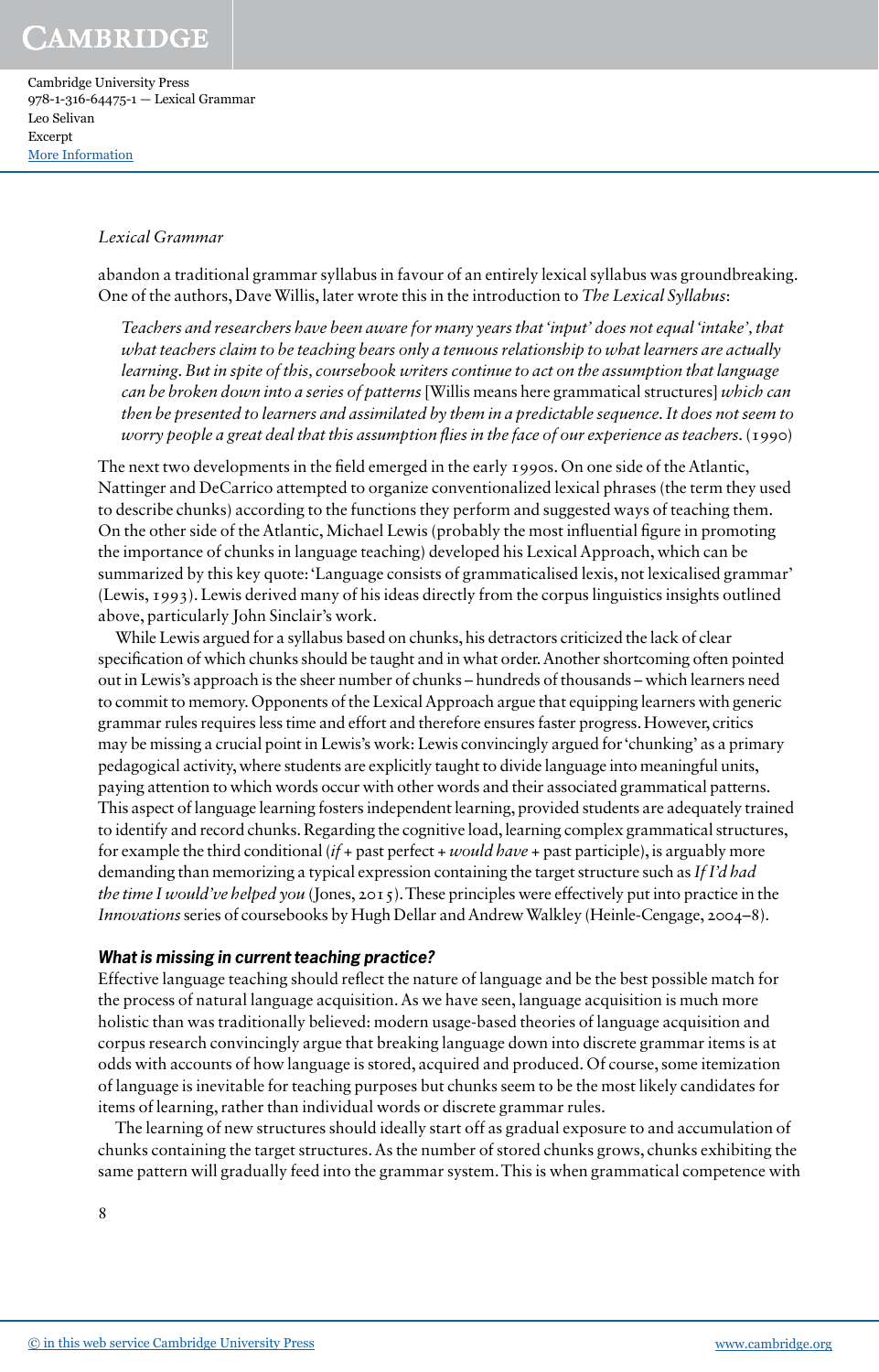abandon a traditional grammar syllabus in favour of an entirely lexical syllabus was groundbreaking. One of the authors, Dave Willis, later wrote this in the introduction to *The Lexical Syllabus*:

> *Teachers and researchers have been aware for many years that 'input' does not equal 'intake', that what teachers claim to be teaching bears only a tenuous relationship to what learners are actually learning. But in spite of this, coursebook writers continue to act on the assumption that language can be broken down into a series of patterns* [Willis means here grammatical structures] *which can then be presented to learners and assimilated by them in a predictable sequence. It does not seem to worry people a great deal that this assumption flies in the face of our experience as teachers.* (1990)

The next two developments in the field emerged in the early 1990s. On one side of the Atlantic, Nattinger and DeCarrico attempted to organize conventionalized lexical phrases (the term they used to describe chunks) according to the functions they perform and suggested ways of teaching them. On the other side of the Atlantic, Michael Lewis (probably the most influential figure in promoting the importance of chunks in language teaching) developed his Lexical Approach, which can be summarized by this key quote: 'Language consists of grammaticalised lexis, not lexicalised grammar' (Lewis, 1993). Lewis derived many of his ideas directly from the corpus linguistics insights outlined above, particularly John Sinclair's work.

While Lewis argued for a syllabus based on chunks, his detractors criticized the lack of clear specification of which chunks should be taught and in what order. Another shortcoming often pointed out in Lewis's approach is the sheer number of chunks – hundreds of thousands – which learners need to commit to memory. Opponents of the Lexical Approach argue that equipping learners with generic grammar rules requires less time and effort and therefore ensures faster progress. However, critics may be missing a crucial point in Lewis's work: Lewis convincingly argued for 'chunking' as a primary pedagogical activity, where students are explicitly taught to divide language into meaningful units, paying attention to which words occur with other words and their associated grammatical patterns. This aspect of language learning fosters independent learning, provided students are adequately trained to identify and record chunks. Regarding the cognitive load, learning complex grammatical structures, for example the third conditional (*if* + past perfect + *would have* + past participle), is arguably more demanding than memorizing a typical expression containing the target structure such as *If I'd had the time I would've helped you* (Jones, 2015). These principles were effectively put into practice in the *Innovations* series of coursebooks by Hugh Dellar and Andrew Walkley (Heinle-Cengage, 2004–8).

### What is missing in current teaching practice?

Effective language teaching should reflect the nature of language and be the best possible match for the process of natural language acquisition. As we have seen, language acquisition is much more holistic than was traditionally believed: modern usage-based theories of language acquisition and corpus research convincingly argue that breaking language down into discrete grammar items is at odds with accounts of how language is stored, acquired and produced. Of course, some itemization of language is inevitable for teaching purposes but chunks seem to be the most likely candidates for items of learning, rather than individual words or discrete grammar rules.

The learning of new structures should ideally start off as gradual exposure to and accumulation of chunks containing the target structures. As the number of stored chunks grows, chunks exhibiting the same pattern will gradually feed into the grammar system. This is when grammatical competence with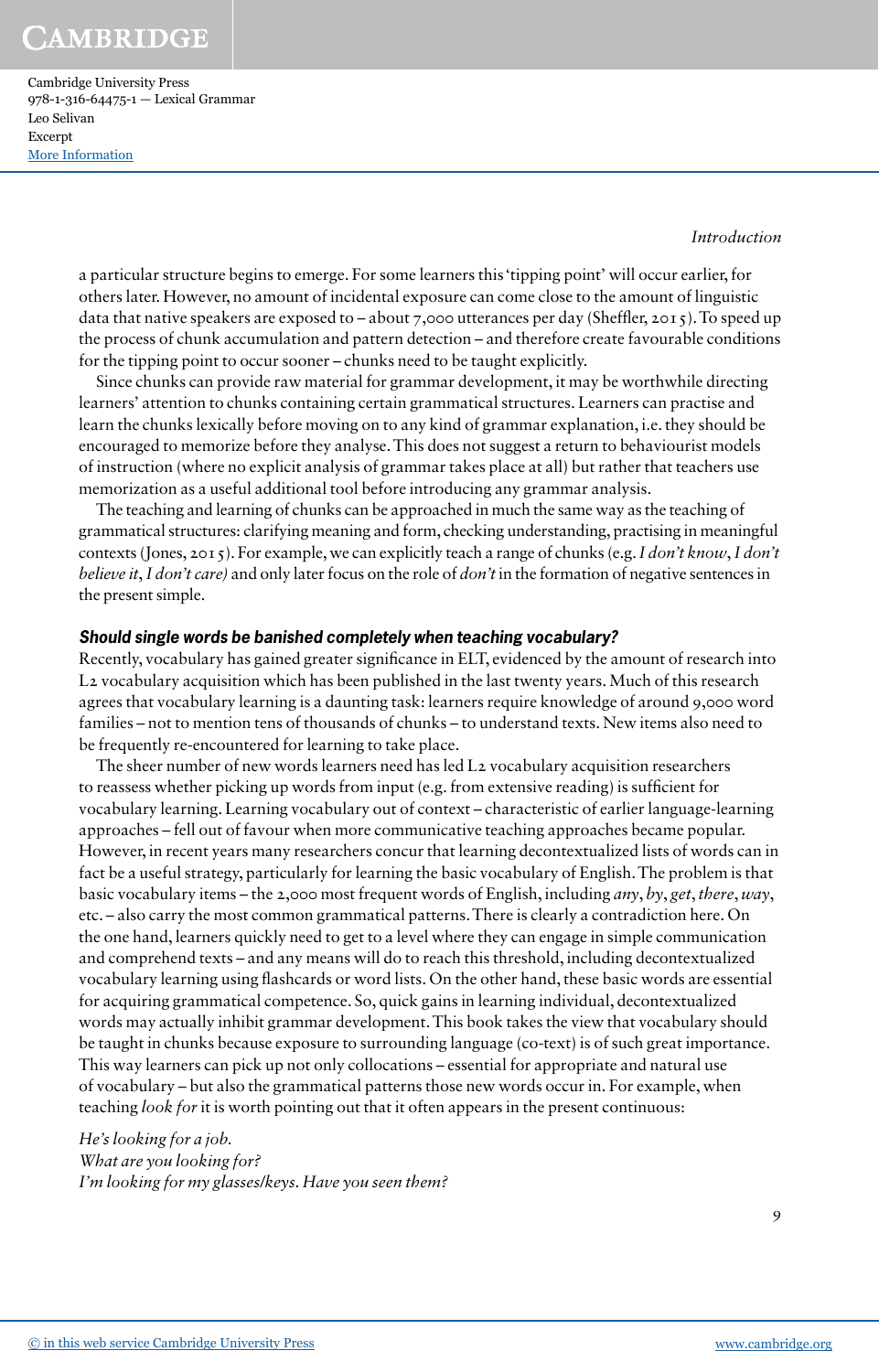a particular structure begins to emerge. For some learners this 'tipping point' will occur earlier, for others later. However, no amount of incidental exposure can come close to the amount of linguistic data that native speakers are exposed to – about 7,000 utterances per day (Sheffler, 2015). To speed up the process of chunk accumulation and pattern detection – and therefore create favourable conditions for the tipping point to occur sooner – chunks need to be taught explicitly.

Since chunks can provide raw material for grammar development, it may be worthwhile directing learners' attention to chunks containing certain grammatical structures. Learners can practise and learn the chunks lexically before moving on to any kind of grammar explanation, i.e. they should be encouraged to memorize before they analyse. This does not suggest a return to behaviourist models of instruction (where no explicit analysis of grammar takes place at all) but rather that teachers use memorization as a useful additional tool before introducing any grammar analysis.

The teaching and learning of chunks can be approached in much the same way as the teaching of grammatical structures: clarifying meaning and form, checking understanding, practising in meaningful contexts (Jones, 2015). For example, we can explicitly teach a range of chunks (e.g. *I don't know*, *I don't believe it*, *I don't care)* and only later focus on the role of *don't* in the formation of negative sentences in the present simple.

### *Should single words be banished completely when teaching vocabulary?*

Recently, vocabulary has gained greater significance in ELT, evidenced by the amount of research into L2 vocabulary acquisition which has been published in the last twenty years. Much of this research agrees that vocabulary learning is a daunting task: learners require knowledge of around 9,000 word families – not to mention tens of thousands of chunks – to understand texts. New items also need to be frequently re-encountered for learning to take place.

The sheer number of new words learners need has led L2 vocabulary acquisition researchers to reassess whether picking up words from input (e.g. from extensive reading) is sufficient for vocabulary learning. Learning vocabulary out of context – characteristic of earlier language-learning approaches – fell out of favour when more communicative teaching approaches became popular. However, in recent years many researchers concur that learning decontextualized lists of words can in fact be a useful strategy, particularly for learning the basic vocabulary of English. The problem is that basic vocabulary items – the 2,000 most frequent words of English, including *any*, *by*, *get*, *there*, *way*, etc. – also carry the most common grammatical patterns. There is clearly a contradiction here. On the one hand, learners quickly need to get to a level where they can engage in simple communication and comprehend texts – and any means will do to reach this threshold, including decontextualized vocabulary learning using flashcards or word lists. On the other hand, these basic words are essential for acquiring grammatical competence. So, quick gains in learning individual, decontextualized words may actually inhibit grammar development. This book takes the view that vocabulary should be taught in chunks because exposure to surrounding language (co-text) is of such great importance. This way learners can pick up not only collocations – essential for appropriate and natural use of vocabulary – but also the grammatical patterns those new words occur in. For example, when teaching *look for* it is worth pointing out that it often appears in the present continuous:

*He's looking for a job.*
*What are you looking for?*
*I'm looking for my glasses/keys. Have you seen them?*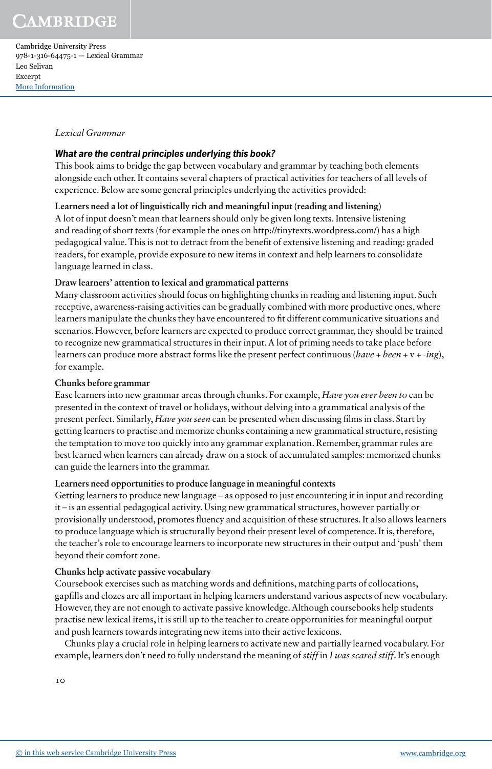### What are the central principles underlying this book?

This book aims to bridge the gap between vocabulary and grammar by teaching both elements alongside each other. It contains several chapters of practical activities for teachers of all levels of experience. Below are some general principles underlying the activities provided:

**Learners need a lot of linguistically rich and meaningful input (reading and listening)**

A lot of input doesn't mean that learners should only be given long texts. Intensive listening and reading of short texts (for example the ones on http://tinytexts.wordpress.com/) has a high pedagogical value. This is not to detract from the benefit of extensive listening and reading: graded readers, for example, provide exposure to new items in context and help learners to consolidate language learned in class.

**Draw learners' attention to lexical and grammatical patterns**

Many classroom activities should focus on highlighting chunks in reading and listening input. Such receptive, awareness-raising activities can be gradually combined with more productive ones, where learners manipulate the chunks they have encountered to fit different communicative situations and scenarios. However, before learners are expected to produce correct grammar, they should be trained to recognize new grammatical structures in their input. A lot of priming needs to take place before learners can produce more abstract forms like the present perfect continuous (*have* + *been* + v + *-ing*), for example.

**Chunks before grammar**

Ease learners into new grammar areas through chunks. For example, *Have you ever been to* can be presented in the context of travel or holidays, without delving into a grammatical analysis of the present perfect. Similarly, *Have you seen* can be presented when discussing films in class. Start by getting learners to practise and memorize chunks containing a new grammatical structure, resisting the temptation to move too quickly into any grammar explanation. Remember, grammar rules are best learned when learners can already draw on a stock of accumulated samples: memorized chunks can guide the learners into the grammar.

**Learners need opportunities to produce language in meaningful contexts**

Getting learners to produce new language – as opposed to just encountering it in input and recording it – is an essential pedagogical activity. Using new grammatical structures, however partially or provisionally understood, promotes fluency and acquisition of these structures. It also allows learners to produce language which is structurally beyond their present level of competence. It is, therefore, the teacher's role to encourage learners to incorporate new structures in their output and 'push' them beyond their comfort zone.

**Chunks help activate passive vocabulary**

Coursebook exercises such as matching words and definitions, matching parts of collocations, gapfills and clozes are all important in helping learners understand various aspects of new vocabulary. However, they are not enough to activate passive knowledge. Although coursebooks help students practise new lexical items, it is still up to the teacher to create opportunities for meaningful output and push learners towards integrating new items into their active lexicons.

Chunks play a crucial role in helping learners to activate new and partially learned vocabulary. For example, learners don't need to fully understand the meaning of *stiff* in *I was scared stiff*. It's enough